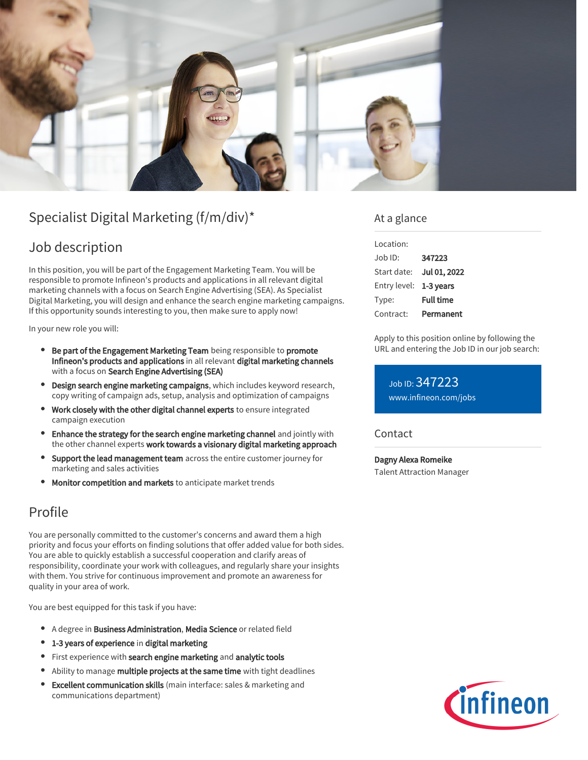# Specialist Digital Marketing (f/m/div)*

## Job description

In this position, you will be part of the Engagement Marketing Team. You will be responsible to promote Infineon's products and applications in all relevant digital marketing channels with a focus on Search Engine Advertising (SEA). As Specialist Digital Marketing, you will design and enhance the search engine marketing campaigns. If this opportunity sounds interesting to you, then make sure to apply now!

In your new role you will:

- **Be part of the Engagement Marketing Team** being responsible to **promote Infineon's products and applications** in all relevant **digital marketing channels** with a focus on **Search Engine Advertising (SEA)**
- **Design search engine marketing campaigns**, which includes keyword research, copy writing of campaign ads, setup, analysis and optimization of campaigns
- **Work closely with the other digital channel experts** to ensure integrated campaign execution
- **Enhance the strategy for the search engine marketing channel** and jointly with the other channel experts **work towards a visionary digital marketing approach**
- **Support the lead management team** across the entire customer journey for marketing and sales activities
- **Monitor competition and markets** to anticipate market trends

## Profile

You are personally committed to the customer's concerns and award them a high priority and focus your efforts on finding solutions that offer added value for both sides. You are able to quickly establish a successful cooperation and clarify areas of responsibility, coordinate your work with colleagues, and regularly share your insights with them. You strive for continuous improvement and promote an awareness for quality in your area of work.

You are best equipped for this task if you have:

- A degree in **Business Administration**, **Media Science** or related field
- **1-3 years of experience** in **digital marketing**
- First experience with **search engine marketing** and **analytic tools**
- Ability to manage **multiple projects at the same time** with tight deadlines
- **Excellent communication skills** (main interface: sales & marketing and communications department)

## At a glance

| | |
|---|---|
| Location: | |
| Job ID: | **347223** |
| Start date: | **Jul 01, 2022** |
| Entry level: | **1-3 years** |
| Type: | **Full time** |
| Contract: | **Permanent** |

Apply to this position online by following the URL and entering the Job ID in our job search:

Job ID: 347223
www.infineon.com/jobs

## Contact

**Dagny Alexa Romeike**
Talent Attraction Manager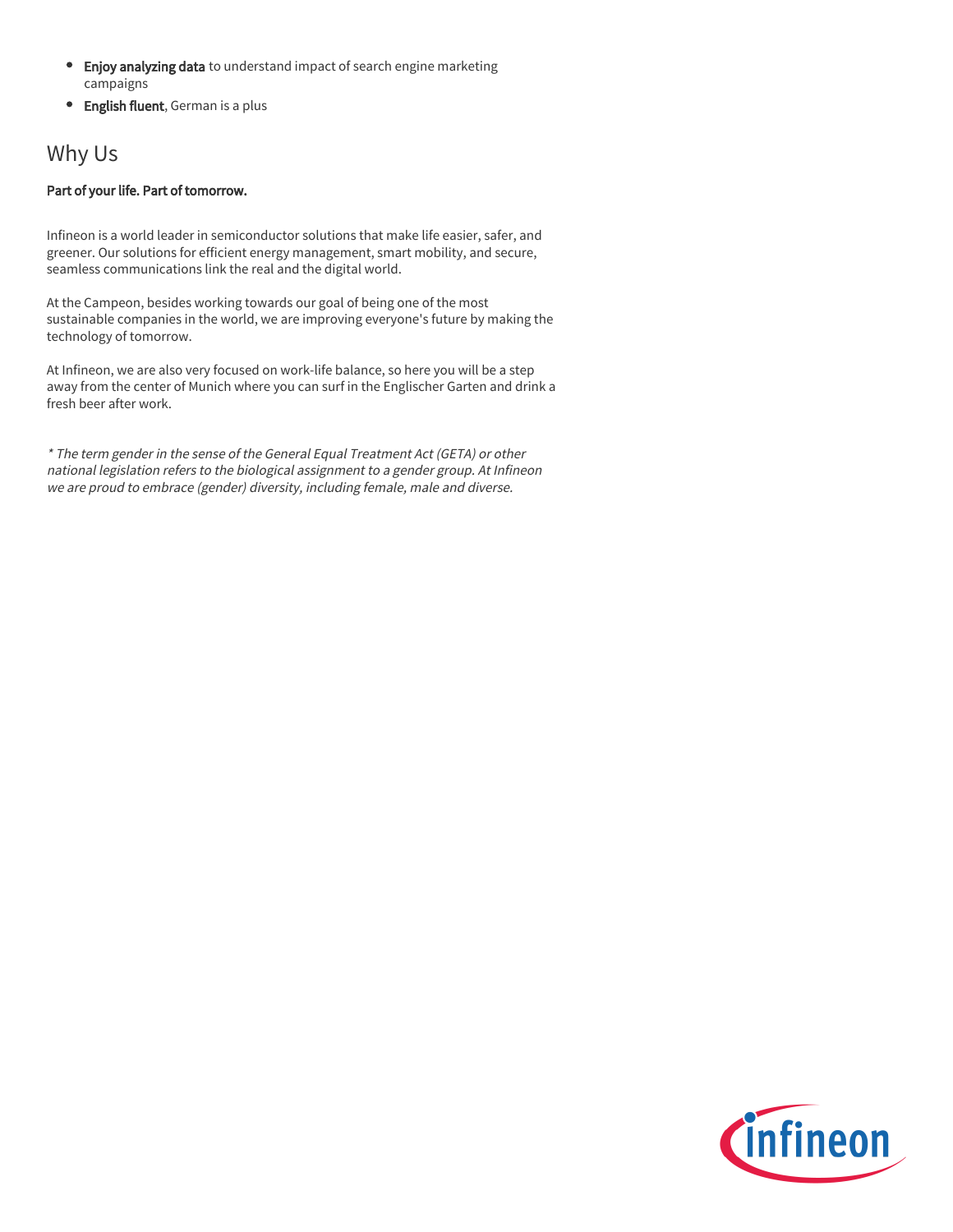- **Enjoy analyzing data** to understand impact of search engine marketing campaigns
- **English fluent**, German is a plus

## Why Us

**Part of your life. Part of tomorrow.**

Infineon is a world leader in semiconductor solutions that make life easier, safer, and greener. Our solutions for efficient energy management, smart mobility, and secure, seamless communications link the real and the digital world.

At the Campeon, besides working towards our goal of being one of the most sustainable companies in the world, we are improving everyone's future by making the technology of tomorrow.

At Infineon, we are also very focused on work-life balance, so here you will be a step away from the center of Munich where you can surf in the Englischer Garten and drink a fresh beer after work.

*\* The term gender in the sense of the General Equal Treatment Act (GETA) or other national legislation refers to the biological assignment to a gender group. At Infineon we are proud to embrace (gender) diversity, including female, male and diverse.*